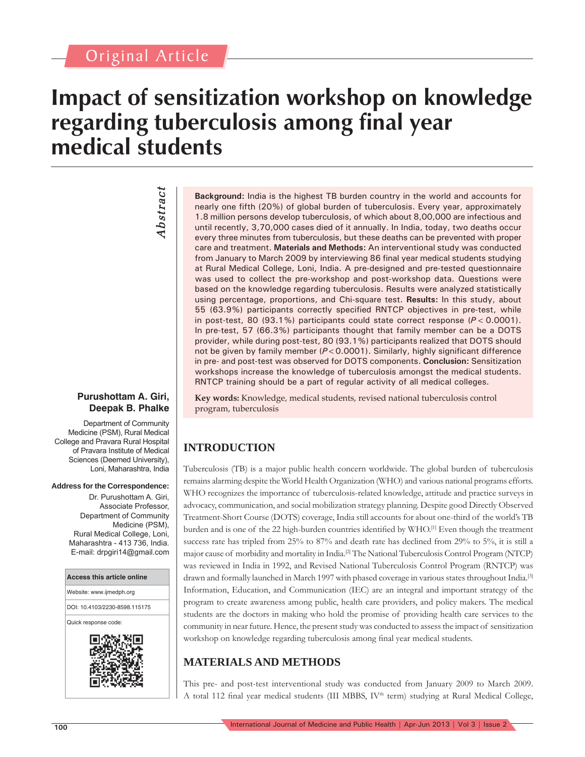Original Article

# Impact of sensitization workshop on knowledge regarding tuberculosis among final year medical students

**Purushottam A. Giri, Deepak B. Phalke**

Department of Community Medicine (PSM), Rural Medical College and Pravara Rural Hospital of Pravara Institute of Medical Sciences (Deemed University), Loni, Maharashtra, India

**Address for the Correspondence:**
Dr. Purushottam A. Giri, Associate Professor, Department of Community Medicine (PSM), Rural Medical College, Loni, Maharashtra - 413 736, India.
E-mail: drpgiri14@gmail.com

| Access this article online |
|---|
| Website: www.ijmedph.org |
| DOI: 10.4103/2230-8598.115175 |
| Quick response code: |

## Abstract

**Background:** India is the highest TB burden country in the world and accounts for nearly one fifth (20%) of global burden of tuberculosis. Every year, approximately 1.8 million persons develop tuberculosis, of which about 8,00,000 are infectious and until recently, 3,70,000 cases died of it annually. In India, today, two deaths occur every three minutes from tuberculosis, but these deaths can be prevented with proper care and treatment. **Materials and Methods:** An interventional study was conducted from January to March 2009 by interviewing 86 final year medical students studying at Rural Medical College, Loni, India. A pre-designed and pre-tested questionnaire was used to collect the pre-workshop and post-workshop data. Questions were based on the knowledge regarding tuberculosis. Results were analyzed statistically using percentage, proportions, and Chi-square test. **Results:** In this study, about 55 (63.9%) participants correctly specified RNTCP objectives in pre-test, while in post-test, 80 (93.1%) participants could state correct response ($P < 0.0001$). In pre-test, 57 (66.3%) participants thought that family member can be a DOTS provider, while during post-test, 80 (93.1%) participants realized that DOTS should not be given by family member ($P < 0.0001$). Similarly, highly significant difference in pre- and post-test was observed for DOTS components. **Conclusion:** Sensitization workshops increase the knowledge of tuberculosis amongst the medical students. RNTCP training should be a part of regular activity of all medical colleges.

**Key words:** Knowledge, medical students, revised national tuberculosis control program, tuberculosis

## INTRODUCTION

Tuberculosis (TB) is a major public health concern worldwide. The global burden of tuberculosis remains alarming despite the World Health Organization (WHO) and various national programs efforts. WHO recognizes the importance of tuberculosis-related knowledge, attitude and practice surveys in advocacy, communication, and social mobilization strategy planning. Despite good Directly Observed Treatment-Short Course (DOTS) coverage, India still accounts for about one-third of the world's TB burden and is one of the 22 high-burden countries identified by WHO.[1] Even though the treatment success rate has tripled from 25% to 87% and death rate has declined from 29% to 5%, it is still a major cause of morbidity and mortality in India.[2] The National Tuberculosis Control Program (NTCP) was reviewed in India in 1992, and Revised National Tuberculosis Control Program (RNTCP) was drawn and formally launched in March 1997 with phased coverage in various states throughout India.[3] Information, Education, and Communication (IEC) are an integral and important strategy of the program to create awareness among public, health care providers, and policy makers. The medical students are the doctors in making who hold the promise of providing health care services to the community in near future. Hence, the present study was conducted to assess the impact of sensitization workshop on knowledge regarding tuberculosis among final year medical students.

## MATERIALS AND METHODS

This pre- and post-test interventional study was conducted from January 2009 to March 2009. A total 112 final year medical students (III MBBS, IV$^{th}$ term) studying at Rural Medical College,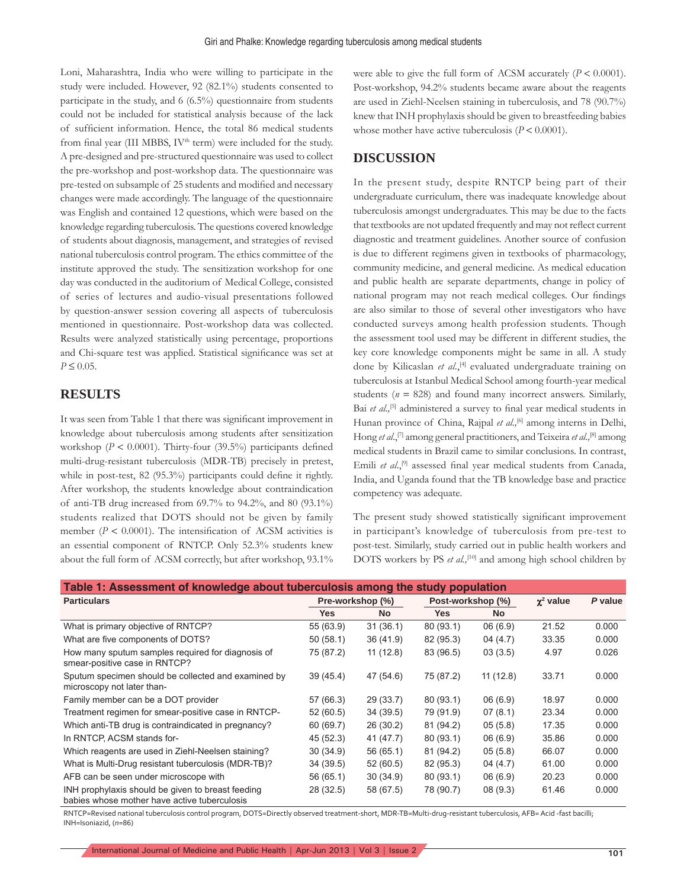Loni, Maharashtra, India who were willing to participate in the study were included. However, 92 (82.1%) students consented to participate in the study, and 6 (6.5%) questionnaire from students could not be included for statistical analysis because of the lack of sufficient information. Hence, the total 86 medical students from final year (III MBBS, IV[th] term) were included for the study. A pre-designed and pre-structured questionnaire was used to collect the pre-workshop and post-workshop data. The questionnaire was pre-tested on subsample of 25 students and modified and necessary changes were made accordingly. The language of the questionnaire was English and contained 12 questions, which were based on the knowledge regarding tuberculosis. The questions covered knowledge of students about diagnosis, management, and strategies of revised national tuberculosis control program. The ethics committee of the institute approved the study. The sensitization workshop for one day was conducted in the auditorium of Medical College, consisted of series of lectures and audio-visual presentations followed by question-answer session covering all aspects of tuberculosis mentioned in questionnaire. Post-workshop data was collected. Results were analyzed statistically using percentage, proportions and Chi-square test was applied. Statistical significance was set at $P \leq 0.05$.

## RESULTS

It was seen from Table 1 that there was significant improvement in knowledge about tuberculosis among students after sensitization workshop ($P < 0.0001$). Thirty-four (39.5%) participants defined multi-drug-resistant tuberculosis (MDR-TB) precisely in pretest, while in post-test, 82 (95.3%) participants could define it rightly. After workshop, the students knowledge about contraindication of anti-TB drug increased from 69.7% to 94.2%, and 80 (93.1%) students realized that DOTS should not be given by family member ($P < 0.0001$). The intensification of ACSM activities is an essential component of RNTCP. Only 52.3% students knew about the full form of ACSM correctly, but after workshop, 93.1% were able to give the full form of ACSM accurately ($P < 0.0001$). Post-workshop, 94.2% students became aware about the reagents are used in Ziehl-Neelsen staining in tuberculosis, and 78 (90.7%) knew that INH prophylaxis should be given to breastfeeding babies whose mother have active tuberculosis ($P < 0.0001$).

## DISCUSSION

In the present study, despite RNTCP being part of their undergraduate curriculum, there was inadequate knowledge about tuberculosis amongst undergraduates. This may be due to the facts that textbooks are not updated frequently and may not reflect current diagnostic and treatment guidelines. Another source of confusion is due to different regimens given in textbooks of pharmacology, community medicine, and general medicine. As medical education and public health are separate departments, change in policy of national program may not reach medical colleges. Our findings are also similar to those of several other investigators who have conducted surveys among health profession students. Though the assessment tool used may be different in different studies, the key core knowledge components might be same in all. A study done by Kilicaslan *et al.*,[4] evaluated undergraduate training on tuberculosis at Istanbul Medical School among fourth-year medical students ($n$ = 828) and found many incorrect answers. Similarly, Bai *et al.*,[5] administered a survey to final year medical students in Hunan province of China, Rajpal *et al.*,[6] among interns in Delhi, Hong *et al.*,[7] among general practitioners, and Teixeira *et al.*,[8] among medical students in Brazil came to similar conclusions. In contrast, Emili *et al.*,[9] assessed final year medical students from Canada, India, and Uganda found that the TB knowledge base and practice competency was adequate.

The present study showed statistically significant improvement in participant's knowledge of tuberculosis from pre-test to post-test. Similarly, study carried out in public health workers and DOTS workers by PS *et al.*,[10] and among high school children by

**Table 1: Assessment of knowledge about tuberculosis among the study population**

| Particulars | Pre-workshop (%) | | Post-workshop (%) | | $\chi^2$ value | P value |
|---|---|---|---|---|---|---|
| | Yes | No | Yes | No | | |
| What is primary objective of RNTCP? | 55 (63.9) | 31 (36.1) | 80 (93.1) | 06 (6.9) | 21.52 | 0.000 |
| What are five components of DOTS? | 50 (58.1) | 36 (41.9) | 82 (95.3) | 04 (4.7) | 33.35 | 0.000 |
| How many sputum samples required for diagnosis of smear-positive case in RNTCP? | 75 (87.2) | 11 (12.8) | 83 (96.5) | 03 (3.5) | 4.97 | 0.026 |
| Sputum specimen should be collected and examined by microscopy not later than- | 39 (45.4) | 47 (54.6) | 75 (87.2) | 11 (12.8) | 33.71 | 0.000 |
| Family member can be a DOT provider | 57 (66.3) | 29 (33.7) | 80 (93.1) | 06 (6.9) | 18.97 | 0.000 |
| Treatment regimen for smear-positive case in RNTCP- | 52 (60.5) | 34 (39.5) | 79 (91.9) | 07 (8.1) | 23.34 | 0.000 |
| Which anti-TB drug is contraindicated in pregnancy? | 60 (69.7) | 26 (30.2) | 81 (94.2) | 05 (5.8) | 17.35 | 0.000 |
| In RNTCP, ACSM stands for- | 45 (52.3) | 41 (47.7) | 80 (93.1) | 06 (6.9) | 35.86 | 0.000 |
| Which reagents are used in Ziehl-Neelsen staining? | 30 (34.9) | 56 (65.1) | 81 (94.2) | 05 (5.8) | 66.07 | 0.000 |
| What is Multi-Drug resistant tuberculosis (MDR-TB)? | 34 (39.5) | 52 (60.5) | 82 (95.3) | 04 (4.7) | 61.00 | 0.000 |
| AFB can be seen under microscope with | 56 (65.1) | 30 (34.9) | 80 (93.1) | 06 (6.9) | 20.23 | 0.000 |
| INH prophylaxis should be given to breast feeding babies whose mother have active tuberculosis | 28 (32.5) | 58 (67.5) | 78 (90.7) | 08 (9.3) | 61.46 | 0.000 |

RNTCP=Revised national tuberculosis control program, DOTS=Directly observed treatment-short, MDR-TB=Multi-drug-resistant tuberculosis, AFB= Acid -fast bacilli; INH=Isoniazid, ($n$=86)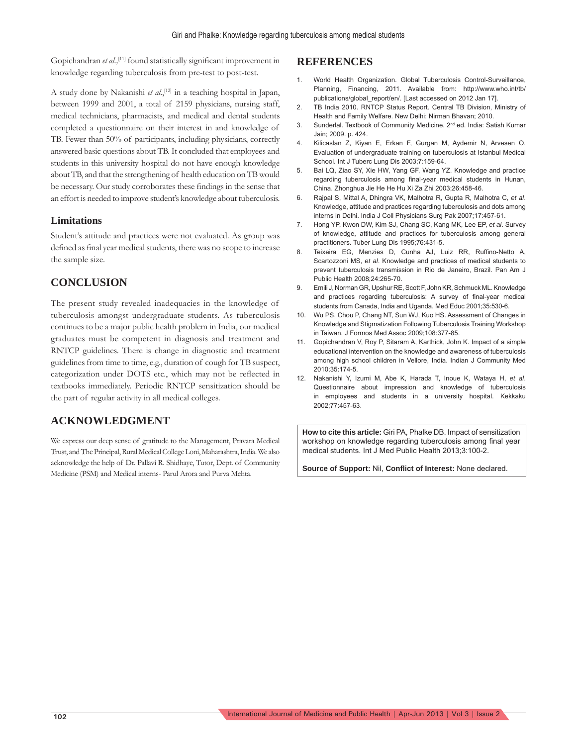Gopichandran *et al.,*[11] found statistically significant improvement in knowledge regarding tuberculosis from pre-test to post-test.

A study done by Nakanishi *et al*.,[12] in a teaching hospital in Japan, between 1999 and 2001, a total of 2159 physicians, nursing staff, medical technicians, pharmacists, and medical and dental students completed a questionnaire on their interest in and knowledge of TB. Fewer than 50% of participants, including physicians, correctly answered basic questions about TB. It concluded that employees and students in this university hospital do not have enough knowledge about TB, and that the strengthening of health education on TB would be necessary. Our study corroborates these findings in the sense that an effort is needed to improve student's knowledge about tuberculosis.

### Limitations

Student's attitude and practices were not evaluated. As group was defined as final year medical students, there was no scope to increase the sample size.

## CONCLUSION

The present study revealed inadequacies in the knowledge of tuberculosis amongst undergraduate students. As tuberculosis continues to be a major public health problem in India, our medical graduates must be competent in diagnosis and treatment and RNTCP guidelines. There is change in diagnostic and treatment guidelines from time to time, e.g., duration of cough for TB suspect, categorization under DOTS etc., which may not be reflected in textbooks immediately. Periodic RNTCP sensitization should be the part of regular activity in all medical colleges.

## ACKNOWLEDGMENT

We express our deep sense of gratitude to the Management, Pravara Medical Trust, and The Principal, Rural Medical College Loni, Maharashtra, India. We also acknowledge the help of Dr. Pallavi R. Shidhaye, Tutor, Dept. of Community Medicine (PSM) and Medical interns- Parul Arora and Purva Mehta.

## REFERENCES

1. World Health Organization. Global Tuberculosis Control-Surveillance, Planning, Financing, 2011. Available from: http://www.who.int/tb/publications/global_report/en/. [Last accessed on 2012 Jan 17].
2. TB India 2010. RNTCP Status Report. Central TB Division, Ministry of Health and Family Welfare. New Delhi: Nirman Bhavan; 2010.
3. Sunderlal. Textbook of Community Medicine. 2nd ed. India: Satish Kumar Jain; 2009. p. 424.
4. Kilicaslan Z, Kiyan E, Erkan F, Gurgan M, Aydemir N, Arvesen O. Evaluation of undergraduate training on tuberculosis at Istanbul Medical School. Int J Tuberc Lung Dis 2003;7:159-64.
5. Bai LQ, Ziao SY, Xie HW, Yang GF, Wang YZ. Knowledge and practice regarding tuberculosis among final-year medical students in Hunan, China. Zhonghua Jie He He Hu Xi Za Zhi 2003;26:458-46.
6. Rajpal S, Mittal A, Dhingra VK, Malhotra R, Gupta R, Malhotra C, *et al*. Knowledge, attitude and practices regarding tuberculosis and dots among interns in Delhi. India J Coll Physicians Surg Pak 2007;17:457-61.
7. Hong YP, Kwon DW, Kim SJ, Chang SC, Kang MK, Lee EP, *et al*. Survey of knowledge, attitude and practices for tuberculosis among general practitioners. Tuber Lung Dis 1995;76:431-5.
8. Teixeira EG, Menzies D, Cunha AJ, Luiz RR, Ruffino-Netto A, Scartozzoni MS, *et al*. Knowledge and practices of medical students to prevent tuberculosis transmission in Rio de Janeiro, Brazil. Pan Am J Public Health 2008;24:265-70.
9. Emili J, Norman GR, Upshur RE, Scott F, John KR, Schmuck ML. Knowledge and practices regarding tuberculosis: A survey of final-year medical students from Canada, India and Uganda. Med Educ 2001;35:530-6.
10. Wu PS, Chou P, Chang NT, Sun WJ, Kuo HS. Assessment of Changes in Knowledge and Stigmatization Following Tuberculosis Training Workshop in Taiwan. J Formos Med Assoc 2009;108:377-85.
11. Gopichandran V, Roy P, Sitaram A, Karthick, John K. Impact of a simple educational intervention on the knowledge and awareness of tuberculosis among high school children in Vellore, India. Indian J Community Med 2010;35:174-5.
12. Nakanishi Y, Izumi M, Abe K, Harada T, Inoue K, Wataya H, *et al*. Questionnaire about impression and knowledge of tuberculosis in employees and students in a university hospital. Kekkaku 2002;77:457-63.

**How to cite this article:** Giri PA, Phalke DB. Impact of sensitization workshop on knowledge regarding tuberculosis among final year medical students. Int J Med Public Health 2013;3:100-2.

**Source of Support:** Nil, **Conflict of Interest:** None declared.